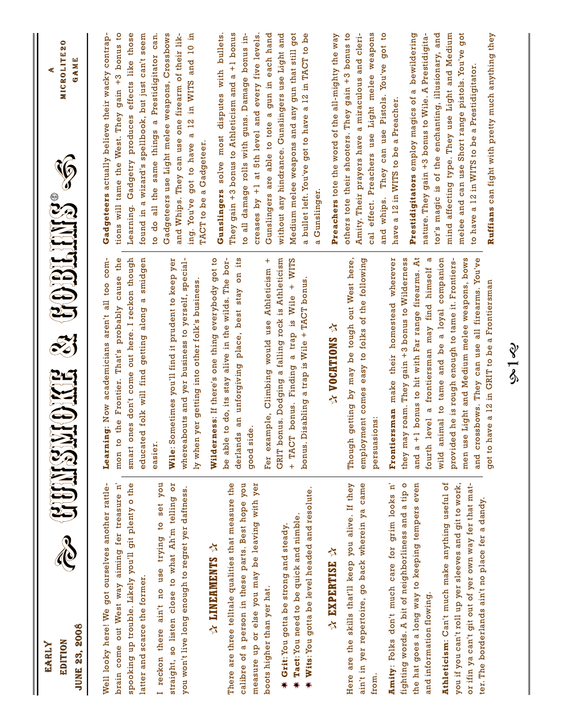# GUNSMOKE & GOBLINS®

EARLY EDITION JUNE 23, 2008

A MICROLITE20 GAME

Well looky here! We got ourselves another rattle-brain come out West way aiming fer treasure n' spooking up trouble. Likely you'll git plenty o the latter and scarce the former.

I reckon there ain't no use trying to set you straight, so listen close to what Ah'm telling or you won't live long enough to regret yer daftness.

## ☆ LINEAMENTS ☆

There are three telltale qualities that measure the calibre of a person in these parts. Best hope you measure up or else you may be leaving with yer boots higher than yer hat.

- **Grit**: You gotta be strong and steady.
- **Tact**: You need to be quick and nimble.
- **Wits**: You gotta be level headed and resolute.

## ☆ EXPERTISE ☆

Here are the skills that'll keep you alive. If they ain't in yer repertoire, go back wherein ya came from.

**Amity**: Folks don't much care for grim looks n' fighting words. A bit of neighborliness and a tip o the hat goes a long way to keeping tempers even and information flowing.

**Athleticism**: Can't much make anything useful of you if you can't roll up yer sleeves and git to work, or ifin ya can't git out of yer own way fer that matter. The borderlands ain't no place fer a dandy.

**Learning**: Now academicians aren't all too common to the Frontier. That's probably cause the smart ones don't come out here. I reckon though educated folk will find getting along a smidgen easier.

**Wile**: Sometimes you'll find it prudent to keep yer whereabouts and yer business to yerself, specially when yer getting into other folk's business.

**Wilderness**: If there's one thing everybody got to be able to do, its stay alive in the wilds. The borderlands an unforgiving place, best stay on its good side.

Fer example, Climbing would use Athleticism + GRIT bonus. Dodging a falling rock is Athleticism + TACT bonus. Finding a trap is Wile + WITS bonus. Disabling a trap is Wile + TACT bonus.

## ☆ VOCATIONS ☆

Though getting by may be tough out West here, employment comes easy to folks of the following persuasions:

**Frontiersman** make their homestead wherever they may roam. They gain +3 bonus to Wilderness and a +1 bonus to hit with Far range firearms. At fourth level a frontiersman may find himself a wild animal to tame and be a loyal companion provided he is rough enough to tame it. Frontiersmen use Light and Medium melee weapons, bows and crossbows. They can use all firearms. You've got to have a 12 in GRIT to be a Frontiersman

**Gadgeteers** actually believe their wacky contraptions will tame the West. They gain +3 bonus to Learning. Gadgetry produces effects like those found in a wizard's spellbook, but just can't seem to do all the same things a Prestidigitator can. Gadgeteers use Light melee weapons, Crossbows and Whips. They can use one firearm of their liking. You've got to have a 12 in WITS and 10 in TACT to be a Gadgeteer.

**Gunslingers** solve most disputes with bullets. They gain +3 bonus to Athleticism and a +1 bonus to all damage rolls with guns. Damage bonus increases by +1 at 5th level and every five levels. Gunslingers are able to tote a gun in each hand without any hindrance. Gunslingers use Light and Medium melee weapons and any gun that still got a bullet left. You've got to have a 12 in TACT to be a Gunslinger.

**Preachers** tote the word of the all-mighty the way others tote their shooters. They gain +3 bonus to Amity. Their prayers have a miraculous and clerical effect. Preachers use Light melee weapons and whips. They can use Pistols. You've got to have a 12 in WITS to be a Preacher.

**Prestidigitators** employ magics of a bewildering nature. They gain +3 bonus to Wile. A Prestidigitator's magic is of the enchanting, illusionary, and mind affecting type. They use Light and Medium melee and can use Short range pistols. You've got to have a 12 in WITS to be a Prestidigitator.

**Ruffians** can fight with pretty much anything they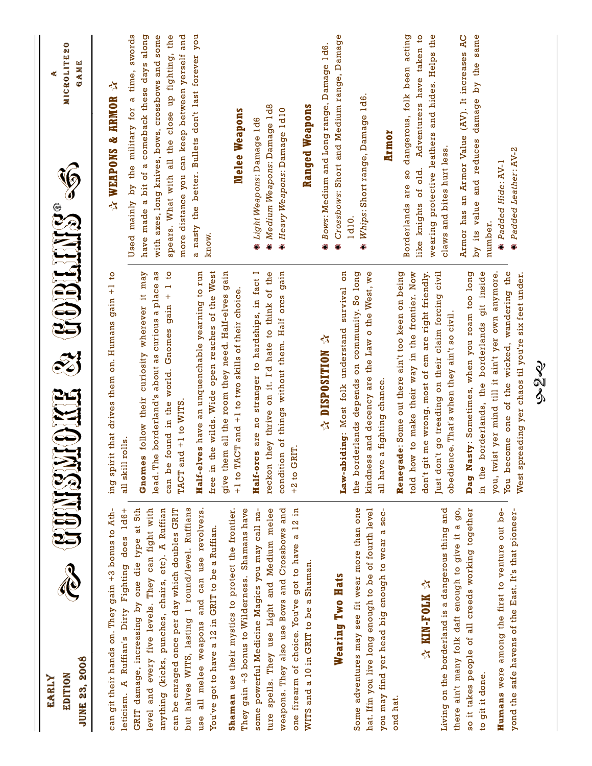can git their hands on. They gain +3 bonus to Athleticism. A Ruffian's Dirty Fighting does 1d6+GRIT damage, increasing by one die type at 5th level and every five levels. They can fight with anything (kicks, punches, chairs, etc). A Ruffian can be enraged once per day which doubles GRIT but halves WITS, lasting 1 round/level. Ruffians use all melee weapons and can use revolvers. You've got to have a 12 in GRIT to be a Ruffian.

**Shaman** use their mystics to protect the frontier. They gain +3 bonus to Wilderness. Shamans have some powerful Medicine Magics you may call nature spells. They use Light and Medium melee weapons. They also use Bows and Crossbows and one firearm of choice. You've got to have a 12 in WITS and a 10 in GRIT to be a Shaman.

### Wearing Two Hats

Some adventures may see fit wear more than one hat. Ifin you live long enough to be of fourth level you may find yer head big enough to wear a second hat.

## ✫ KIN-FOLK ✫

Living on the borderland is a dangerous thing and there ain't many folk daft enough to give it a go, so it takes people of all creeds working together to git it done.

**Humans** were among the first to venture out beyond the safe havens of the East. It's that pioneering spirit that drives them on. Humans gain +1 to all skill rolls.

**Gnomes** follow their curiosity wherever it may lead. The borderland's about as curious a place as can be found in the world. Gnomes gain + 1 to TACT and +1 to WITS.

**Half-elves** have an unquenchable yearning to run free in the wilds. Wide open reaches of the West give them all the room they need. Half-elves gain +1 to TACT and +1 to two skills of their choice.

**Half-orcs** are no stranger to hardships, in fact I reckon they thrive on it. I'd hate to think of the condition of things without them. Half orcs gain +2 to GRIT.

## ✫ DISPOSITION ✫

**Law-abiding**: Most folk understand survival on the borderlands depends on community. So long kindness and decency are the Law o the West, we all have a fighting chance.

**Renegade**: Some out there ain't too keen on being told how to make their way in the frontier. Now don't git me wrong, most of em are right friendly. Just don't go treading on their claim forcing civil obedience. That's when they ain't so civil.

**Dag Nasty**: Sometimes, when you roam too long in the borderlands, the borderlands git inside you, twist yer mind till it ain't yer own anymore. You become one of the wicked, wandering the West spreading yer chaos til you're six feet under.

## ✫ WEAPONS & ARMOR ✫

Used mainly by the military for a time, swords have made a bit of a comeback these days along with axes, long knives, bows, crossbows and some spears. What with all the close up fighting, the more distance you can keep between yerself and a nasty the better. Bullets don't last forever you know.

### Melee Weapons

- *Light Weapons*: Damage 1d6
- *Medium Weapons*: Damage 1d8
- *Heavy Weapons*: Damage 1d10

### Ranged Weapons

- *Bows*: Medium and Long range, Damage 1d6.
- *Crossbows*: Short and Medium range, Damage 1d10.
- *Whips*: Short range, Damage 1d6.

### Armor

Borderlands are so dangerous, folk been acting like knights of old. Adventurers have taken to wearing protective leathers and hides. Helps the claws and bites hurt less.

Armor has an Armor Value (AV). It increases AC by its value and reduces damage by the same number.

- *Padded Hide*: AV-1
- *Padded Leather*: AV-2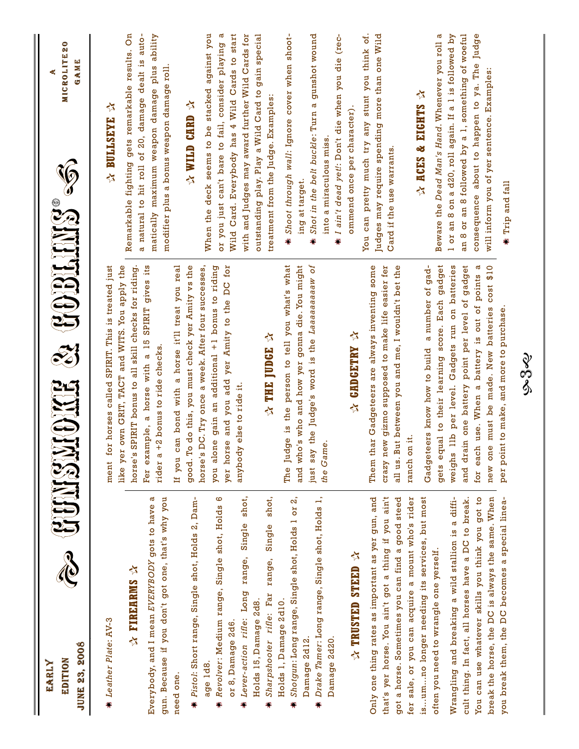* *Leather Plate*: AV-3

## ☆ FIREARMS ☆

Everybody, and I mean *EVERYBODY* gots to have a gun. Because if you don't got one, that's why you need one.

* *Pistol*: Short range, Single shot, Holds 2, Damage 1d8.
* *Revolver*: Medium range, Single shot, Holds 6 or 8, Damage 2d6.
* *Lever-action rifle*: Long range, Single shot, Holds 15, Damage 2d8.
* *Sharpshooter rifle*: Far range, Single shot, Holds 1, Damage 2d10.
* *Shotgun*: Long range, Single shot, Holds 1 or 2, Damage 2d12.
* *Drake Tamer*: Long range, Single shot, Holds 1, Damage 2d20.

## ☆ TRUSTED STEED ☆

Only one thing rates as important as yer gun, and that's yer horse. You ain't got a thing if you ain't got a horse. Sometimes you can find a good steed fer sale, or you can acquire a mount who's rider is...um...no longer needing its services, but most often you need to wrangle one yerself.

Wrangling and breaking a wild stallion is a difficult thing. In fact, all horses have a DC to break. You can use whatever skills you think you got to break the horse, the DC is always the same. When you break them, the DC becomes a special measurement for horses called SPIRIT. This is treated just like yer own GRIT, TACT and WITS. You apply the horse's SPIRIT bonus to all skill checks for riding. Fer example, a horse with a 15 SPIRIT gives its rider a +2 bonus to ride checks.

If you can bond with a horse it'll treat you real good. To do this, you must check yer Amity vs the horse's DC. Try once a week. After four successes, you alone gain an additional +1 bonus to riding yer horse and you add yer Amity to the DC for anybody else to ride it.

## ☆ THE JUDGE ☆

The Judge is the person to tell you what's what and who's who and how yer gonna die. You might just say the Judge's word is the *Laaaaaaaaaw of the Game*.

## ☆ GADGETRY ☆

Them thar Gadgeteers are always inventing some crazy new gizmo supposed to make life easier fer all us. But between you and me, I wouldn't bet the ranch on it.

Gadgeteers know how to build a number of gadgets equal to their learning score. Each gadget weighs 1lb per level. Gadgets run on batteries and drain one battery point per level of gadget for each use. When a battery is out of points a new one must be made. New batteries cost $10 per point to make, and more to purchase.

## ☆ BULLSEYE ☆

Remarkable fighting gets remarkable results. On a natural to hit roll of 20, damage dealt is automatically maximum weapon damage plus ability modifier plus a bonus weapon damage roll.

## ☆ WILD CARD ☆

When the deck seems to be stacked against you or you just can't bare to fail, consider playing a Wild Card. Everybody has 4 Wild Cards to start with and Judges may award further Wild Cards for outstanding play. Play a Wild Card to gain special treatment from the Judge. Examples:

* *Shoot through wall!*: Ignore cover when shooting at target.
* *Shot in the belt buckle*: Turn a gunshot wound into a miraculous miss.
* *I ain't dead yet!*: Don't die when you die (recommend once per character).

You can pretty much try any stunt you think of. Judges may require spending more than one Wild Card if the use warrants.

## ☆ ACES & EIGHTS ☆

Beware the *Dead Man's Hand*. Whenever you roll a 1 or an 8 on a d20, roll again. If a 1 is followed by an 8 or an 8 followed by a 1, something of woeful consequence about to happen to ya. The Judge will inform you of yer sentence. Examples:

* Trip and fall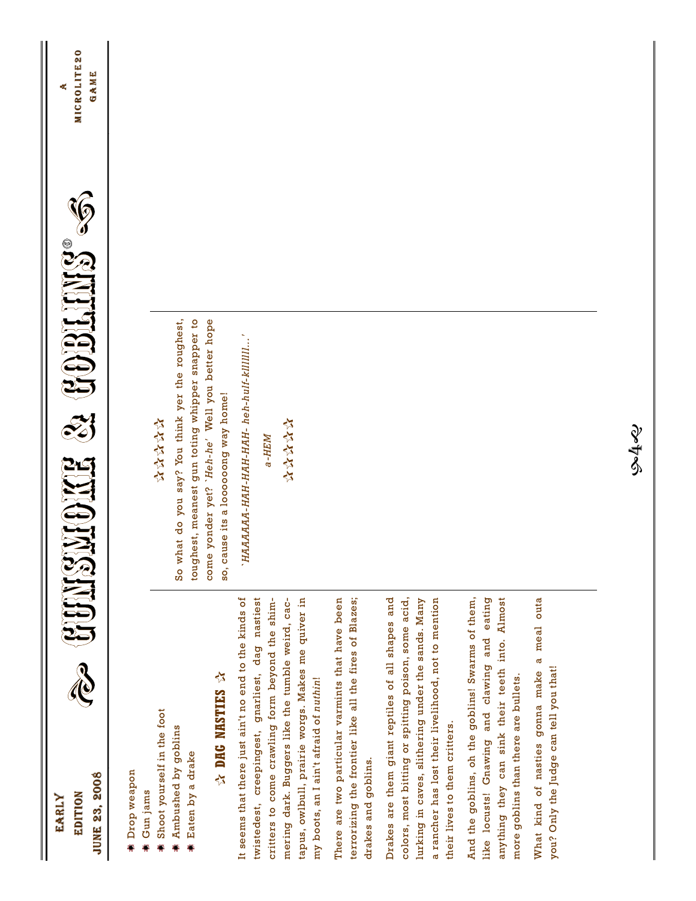- Drop weapon
- Gun jams
- Shoot yourself in the foot
- Ambushed by goblins
- Eaten by a drake

## ☆ DAG NASTIES ☆

It seems that there just ain't no end to the kinds of twistedest, creepingest, gnarliest, dag nastiest critters to come crawling form beyond the shimmering dark. Buggers like the tumble weird, cactapus, owlbull, prairie worgs. Makes me quiver in my boots, an I ain't afraid of *nuthin*!

There are two particular varmints that have been terrorizing the frontier like all the fires of Blazes; drakes and goblins.

Drakes are them giant reptiles of all shapes and colors, most bitting or spitting poison, some acid, lurking in caves, slithering under the sands. Many a rancher has lost their livelihood, not to mention their lives to them critters.

And the goblins, oh the goblins! Swarms of them, like locusts! Gnawing and clawing and eating anything they can sink their teeth into. Almost more goblins than there are bullets.

What kind of nasties gonna make a meal outa you? Only the Judge can tell you that!

☆☆☆☆☆

So what do you say? You think yer the roughest, toughest, meanest gun toting whipper snapper to come yonder yet? *'Heh-he'* Well you better hope so, cause its a loooooong way home!

*'HAAAAAA-HAH-HAH-HAH- heh-hulf-kllllll...'*

*a-HEM*

☆☆☆☆☆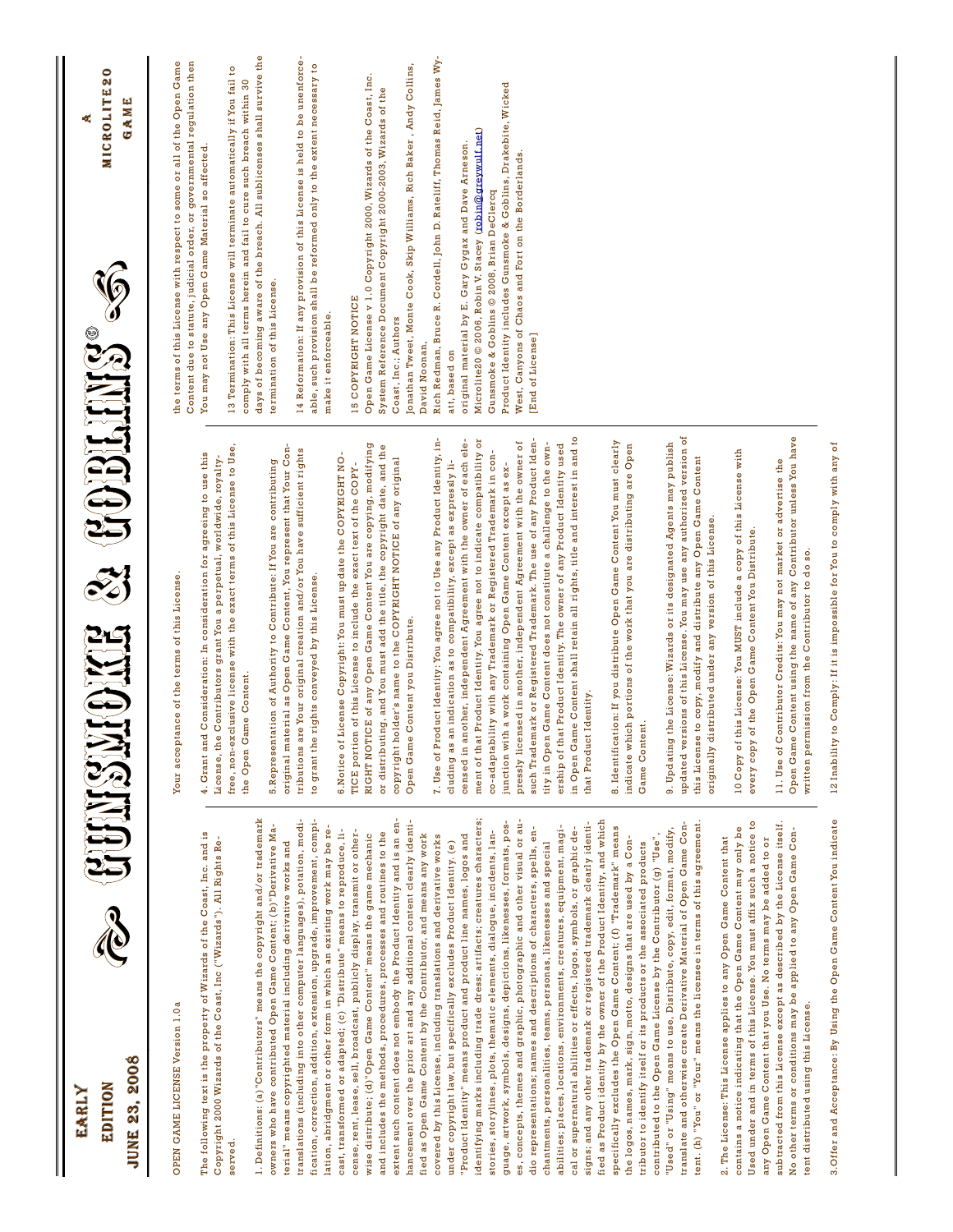OPEN GAME LICENSE Version 1.0a

The following text is the property of Wizards of the Coast, Inc. and is Copyright 2000 Wizards of the Coast, Inc ("Wizards"). All Rights Reserved.

1. Definitions: (a)"Contributors" means the copyright and/or trademark owners who have contributed Open Game Content; (b)"Derivative Material" means copyrighted material including derivative works and translations (including into other computer languages), potation, modification, correction, addition, extension, upgrade, improvement, compilation, abridgment or other form in which an existing work may be recast, transformed or adapted; (c) "Distribute" means to reproduce, license, rent, lease, sell, broadcast, publicly display, transmit or otherwise distribute; (d)"Open Game Content" means the game mechanic and includes the methods, procedures, processes and routines to the extent such content does not embody the Product Identity and is an enhancement over the prior art and any additional content clearly identified as Open Game Content by the Contributor, and means any work covered by this License, including translations and derivative works under copyright law, but specifically excludes Product Identity. (e) "Product Identity" means product and product line names, logos and identifying marks including trade dress; artifacts; creatures characters; stories, storylines, plots, thematic elements, dialogue, incidents, language, artwork, symbols, designs, depictions, likenesses, formats, poses, concepts, themes and graphic, photographic and other visual or audio representations; names and descriptions of characters, spells, enchantments, personalities, teams, personas, likenesses and special abilities; places, locations, environments, creatures, equipment, magical or supernatural abilities or effects, logos, symbols, or graphic designs; and any other trademark or registered trademark clearly identified as Product identity by the owner of the Product Identity, and which specifically excludes the Open Game Content; (f) "Trademark" means the logos, names, mark, sign, motto, designs that are used by a Contributor to identify itself or its products or the associated products contributed to the Open Game License by the Contributor (g) "Use", "Used" or "Using" means to use, Distribute, copy, edit, format, modify, translate and otherwise create Derivative Material of Open Game Content. (h) "You" or "Your" means the licensee in terms of this agreement.

2. The License: This License applies to any Open Game Content that contains a notice indicating that the Open Game Content may only be Used under and in terms of this License. You must affix such a notice to any Open Game Content that you Use. No terms may be added to or subtracted from this License except as described by the License itself. No other terms or conditions may be applied to any Open Game Content distributed using this License.

3.Offer and Acceptance: By Using the Open Game Content You indicate Your acceptance of the terms of this License.

4. Grant and Consideration: In consideration for agreeing to use this License, the Contributors grant You a perpetual, worldwide, royalty-free, non-exclusive license with the exact terms of this License to Use, the Open Game Content.

5.Representation of Authority to Contribute: If You are contributing original material as Open Game Content, You represent that Your Contributions are Your original creation and/or You have sufficient rights to grant the rights conveyed by this License.

6.Notice of License Copyright: You must update the COPYRIGHT NOTICE portion of this License to include the exact text of the COPYRIGHT NOTICE of any Open Game Content You are copying, modifying or distributing, and You must add the title, the copyright date, and the copyright holder's name to the COPYRIGHT NOTICE of any original Open Game Content you Distribute.

7. Use of Product Identity: You agree not to Use any Product Identity, including as an indication as to compatibility, except as expressly licensed in another, independent Agreement with the owner of each element of that Product Identity. You agree not to indicate compatibility or co-adaptability with any Trademark or Registered Trademark in conjunction with a work containing Open Game Content except as expressly licensed in another, independent Agreement with the owner of such Trademark or Registered Trademark. The use of any Product Identity in Open Game Content does not constitute a challenge to the ownership of that Product Identity. The owner of any Product Identity used in Open Game Content shall retain all rights, title and interest in and to that Product Identity.

8. Identification: If you distribute Open Game Content You must clearly indicate which portions of the work that you are distributing are Open Game Content.

9. Updating the License: Wizards or its designated Agents may publish updated versions of this License. You may use any authorized version of this License to copy, modify and distribute any Open Game Content originally distributed under any version of this License.

10 Copy of this License: You MUST include a copy of this License with every copy of the Open Game Content You Distribute.

11. Use of Contributor Credits: You may not market or advertise the Open Game Content using the name of any Contributor unless You have written permission from the Contributor to do so.

12 Inability to Comply: If it is impossible for You to comply with any of the terms of this License with respect to some or all of the Open Game Content due to statute, judicial order, or governmental regulation then You may not Use any Open Game Material so affected.

13 Termination: This License will terminate automatically if You fail to comply with all terms herein and fail to cure such breach within 30 days of becoming aware of the breach. All sublicenses shall survive the termination of this License.

14 Reformation: If any provision of this License is held to be unenforceable, such provision shall be reformed only to the extent necessary to make it enforceable.

15 COPYRIGHT NOTICE

Open Game License v 1.0 Copyright 2000, Wizards of the Coast, Inc.
System Reference Document Copyright 2000-2003, Wizards of the Coast, Inc.; Authors
Jonathan Tweet, Monte Cook, Skip Williams, Rich Baker , Andy Collins, David Noonan,
Rich Redman, Bruce R. Cordell, John D. Rateliff, Thomas Reid, James Wyatt, based on
original material by E. Gary Gygax and Dave Arneson.
Microlite20 © 2006, Robin V. Stacey (robin@greywulf.net)
Gunsmoke & Goblins © 2008, Brian DeClercq
Product Identity includes Gunsmoke & Goblins, Drakebite, Wicked West, Canyons of Chaos and Fort on the Borderlands.
[End of License]